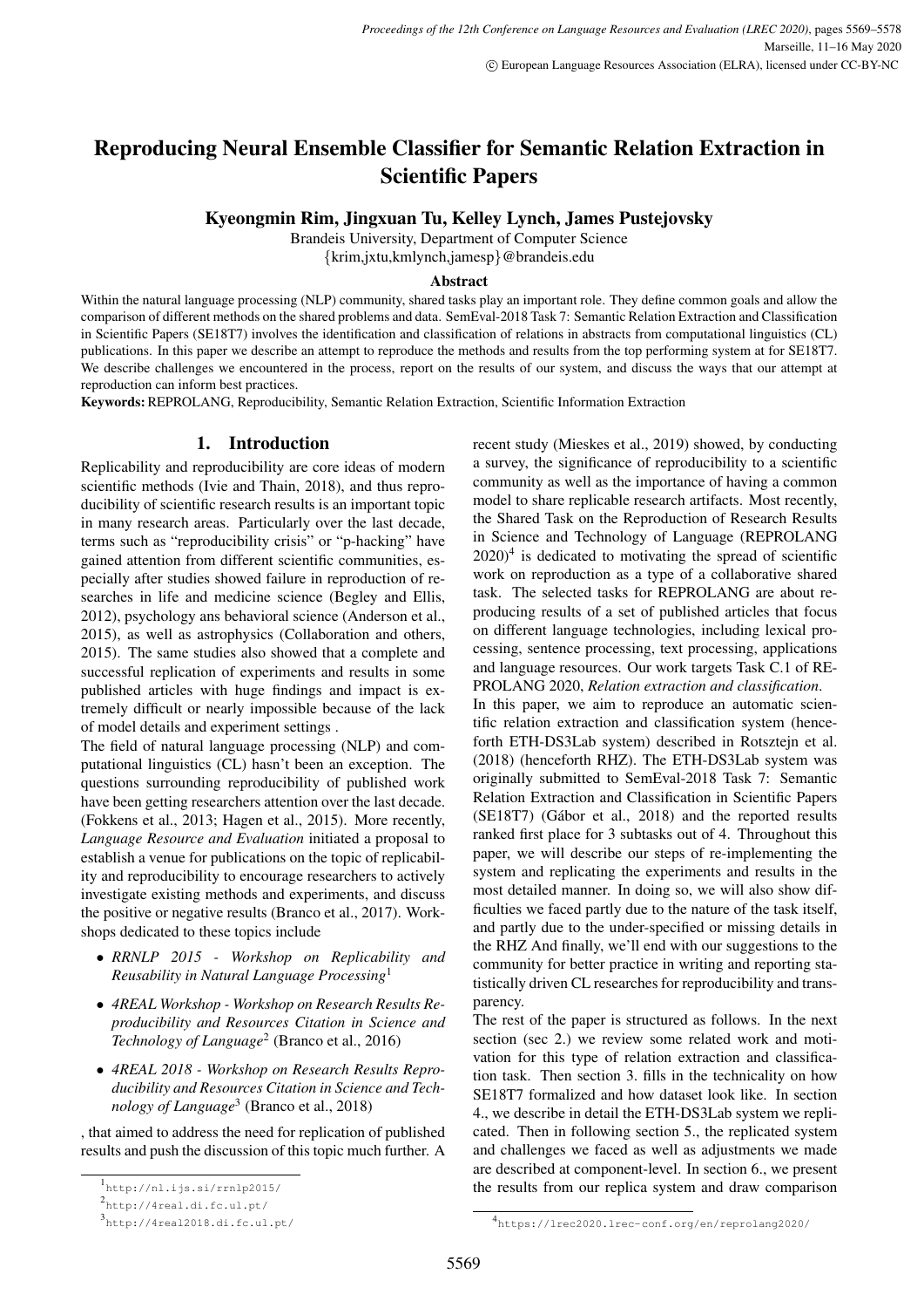# Reproducing Neural Ensemble Classifier for Semantic Relation Extraction in Scientific Papers

**Kyeongmin Rim, Jingxuan Tu, Kelley Lynch, James Pustejovsky**

Brandeis University, Department of Computer Science

{krim,jxtu,kmlynch,jamesp}@brandeis.edu

### Abstract

Within the natural language processing (NLP) community, shared tasks play an important role. They define common goals and allow the comparison of different methods on the shared problems and data. SemEval-2018 Task 7: Semantic Relation Extraction and Classification in Scientific Papers (SE18T7) involves the identification and classification of relations in abstracts from computational linguistics (CL) publications. In this paper we describe an attempt to reproduce the methods and results from the top performing system at for SE18T7. We describe challenges we encountered in the process, report on the results of our system, and discuss the ways that our attempt at reproduction can inform best practices.

**Keywords:** REPROLANG, Reproducibility, Semantic Relation Extraction, Scientific Information Extraction

## 1. Introduction

Replicability and reproducibility are core ideas of modern scientific methods (Ivie and Thain, 2018), and thus reproducibility of scientific research results is an important topic in many research areas. Particularly over the last decade, terms such as "reproducibility crisis" or "p-hacking" have gained attention from different scientific communities, especially after studies showed failure in reproduction of researches in life and medicine science (Begley and Ellis, 2012), psychology ans behavioral science (Anderson et al., 2015), as well as astrophysics (Collaboration and others, 2015). The same studies also showed that a complete and successful replication of experiments and results in some published articles with huge findings and impact is extremely difficult or nearly impossible because of the lack of model details and experiment settings .

The field of natural language processing (NLP) and computational linguistics (CL) hasn't been an exception. The questions surrounding reproducibility of published work have been getting researchers attention over the last decade. (Fokkens et al., 2013; Hagen et al., 2015). More recently, *Language Resource and Evaluation* initiated a proposal to establish a venue for publications on the topic of replicability and reproducibility to encourage researchers to actively investigate existing methods and experiments, and discuss the positive or negative results (Branco et al., 2017). Workshops dedicated to these topics include

- *RRNLP 2015 - Workshop on Replicability and Reusability in Natural Language Processing*[1]
- *4REAL Workshop - Workshop on Research Results Reproducibility and Resources Citation in Science and Technology of Language*[2] (Branco et al., 2016)
- *4REAL 2018 - Workshop on Research Results Reproducibility and Resources Citation in Science and Technology of Language*[3] (Branco et al., 2018)

, that aimed to address the need for replication of published results and push the discussion of this topic much further. A recent study (Mieskes et al., 2019) showed, by conducting a survey, the significance of reproducibility to a scientific community as well as the importance of having a common model to share replicable research artifacts. Most recently, the Shared Task on the Reproduction of Research Results in Science and Technology of Language (REPROLANG 2020)[4] is dedicated to motivating the spread of scientific work on reproduction as a type of a collaborative shared task. The selected tasks for REPROLANG are about reproducing results of a set of published articles that focus on different language technologies, including lexical processing, sentence processing, text processing, applications and language resources. Our work targets Task C.1 of REPROLANG 2020, *Relation extraction and classification*.

In this paper, we aim to reproduce an automatic scientific relation extraction and classification system (henceforth ETH-DS3Lab system) described in Rotsztejn et al. (2018) (henceforth RHZ). The ETH-DS3Lab system was originally submitted to SemEval-2018 Task 7: Semantic Relation Extraction and Classification in Scientific Papers (SE18T7) (Gábor et al., 2018) and the reported results ranked first place for 3 subtasks out of 4. Throughout this paper, we will describe our steps of re-implementing the system and replicating the experiments and results in the most detailed manner. In doing so, we will also show difficulties we faced partly due to the nature of the task itself, and partly due to the under-specified or missing details in the RHZ And finally, we'll end with our suggestions to the community for better practice in writing and reporting statistically driven CL researches for reproducibility and transparency.

The rest of the paper is structured as follows. In the next section (sec 2.) we review some related work and motivation for this type of relation extraction and classification task. Then section 3. fills in the technicality on how SE18T7 formalized and how dataset look like. In section 4., we describe in detail the ETH-DS3Lab system we replicated. Then in following section 5., the replicated system and challenges we faced as well as adjustments we made are described at component-level. In section 6., we present the results from our replica system and draw comparison

[1] http://nl.ijs.si/rrnlp2015/

[2] http://4real.di.fc.ul.pt/

[3] http://4real2018.di.fc.ul.pt/

[4] https://lrec2020.lrec-conf.org/en/reprolang2020/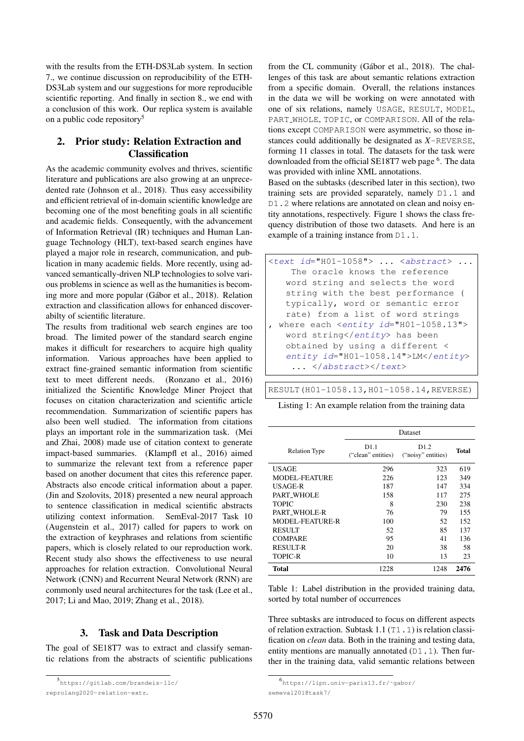with the results from the ETH-DS3Lab system. In section 7., we continue discussion on reproducibility of the ETH-DS3Lab system and our suggestions for more reproducible scientific reporting. And finally in section 8., we end with a conclusion of this work. Our replica system is available on a public code repository[5]

## 2. Prior study: Relation Extraction and Classification

As the academic community evolves and thrives, scientific literature and publications are also growing at an unprecedented rate (Johnson et al., 2018). Thus easy accessibility and efficient retrieval of in-domain scientific knowledge are becoming one of the most benefiting goals in all scientific and academic fields. Consequently, with the advancement of Information Retrieval (IR) techniques and Human Language Technology (HLT), text-based search engines have played a major role in research, communication, and publication in many academic fields. More recently, using advanced semantically-driven NLP technologies to solve various problems in science as well as the humanities is becoming more and more popular (Gábor et al., 2018). Relation extraction and classification allows for enhanced discoverabilty of scientific literature.

The results from traditional web search engines are too broad. The limited power of the standard search engine makes it difficult for researchers to acquire high quality information. Various approaches have been applied to extract fine-grained semantic information from scientific text to meet different needs. (Ronzano et al., 2016) initialized the Scientific Knowledge Miner Project that focuses on citation characterization and scientific article recommendation. Summarization of scientific papers has also been well studied. The information from citations plays an important role in the summarization task. (Mei and Zhai, 2008) made use of citation context to generate impact-based summaries. (Klampfl et al., 2016) aimed to summarize the relevant text from a reference paper based on another document that cites this reference paper. Abstracts also encode critical information about a paper. (Jin and Szolovits, 2018) presented a new neural approach to sentence classification in medical scientific abstracts utilizing context information. SemEval-2017 Task 10 (Augenstein et al., 2017) called for papers to work on the extraction of keyphrases and relations from scientific papers, which is closely related to our reproduction work. Recent study also shows the effectiveness to use neural approaches for relation extraction. Convolutional Neural Network (CNN) and Recurrent Neural Network (RNN) are commonly used neural architectures for the task (Lee et al., 2017; Li and Mao, 2019; Zhang et al., 2018).

## 3. Task and Data Description

The goal of SE18T7 was to extract and classify semantic relations from the abstracts of scientific publications from the CL community (Gábor et al., 2018). The challenges of this task are about semantic relations extraction from a specific domain. Overall, the relations instances in the data we will be working on were annotated with one of six relations, namely `USAGE`, `RESULT`, `MODEL`, `PART_WHOLE`, `TOPIC`, or `COMPARISON`. All of the relations except `COMPARISON` were asymmetric, so those instances could additionally be designated as *X*-`REVERSE`, forming 11 classes in total. The datasets for the task were downloaded from the official SE18T7 web page [6]. The data was provided with inline XML annotations.

Based on the subtasks (described later in this section), two training sets are provided separately, namely `D1.1` and `D1.2` where relations are annotated on clean and noisy entity annotations, respectively. Figure 1 shows the class frequency distribution of those two datasets. And here is an example of a training instance from `D1.1`.

```
<text id="H01-1058"> ... <abstract> ...
    The oracle knows the reference
   word string and selects the word
   string with the best performance (
   typically, word or semantic error
   rate) from a list of word strings
, where each <entity id="H01-1058.13">
   word string</entity> has been
   obtained by using a different <
   entity id="H01-1058.14">LM</entity>
    ... </abstract></text>
```

```
RESULT(H01-1058.13,H01-1058.14,REVERSE)
```

Listing 1: An example relation from the training data

| Relation Type | Dataset | | |
|---|---|---|---|
| | D1.1 ("clean" entities) | D1.2 ("noisy" entities) | Total |
| USAGE | 296 | 323 | 619 |
| MODEL-FEATURE | 226 | 123 | 349 |
| USAGE-R | 187 | 147 | 334 |
| PART_WHOLE | 158 | 117 | 275 |
| TOPIC | 8 | 230 | 238 |
| PART_WHOLE-R | 76 | 79 | 155 |
| MODEL-FEATURE-R | 100 | 52 | 152 |
| RESULT | 52 | 85 | 137 |
| COMPARE | 95 | 41 | 136 |
| RESULT-R | 20 | 38 | 58 |
| TOPIC-R | 10 | 13 | 23 |
| **Total** | 1228 | 1248 | **2476** |

Table 1: Label distribution in the provided training data, sorted by total number of occurrences

Three subtasks are introduced to focus on different aspects of relation extraction. Subtask 1.1 (`T1.1`) is relation classification on *clean* data. Both in the training and testing data, entity mentions are manually annotated (`D1.1`). Then further in the training data, valid semantic relations between

[5] https://gitlab.com/brandeis-llc/reprolang2020-relation-extr.

[6] https://lipn.univ-paris13.fr/~gabor/semeval2018task7/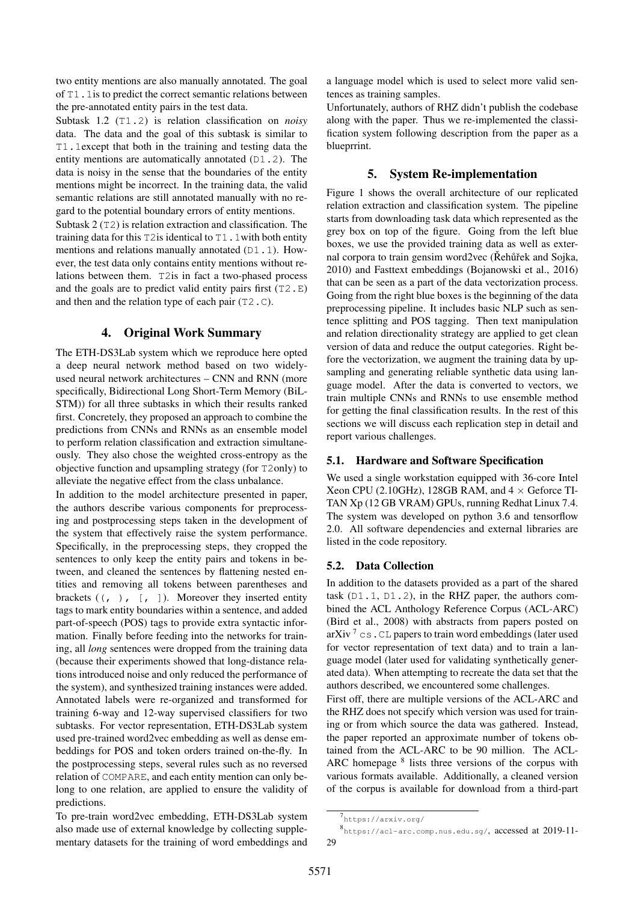two entity mentions are also manually annotated. The goal of T1.1is to predict the correct semantic relations between the pre-annotated entity pairs in the test data.

Subtask 1.2 (T1.2) is relation classification on *noisy* data. The data and the goal of this subtask is similar to T1.1except that both in the training and testing data the entity mentions are automatically annotated (D1.2). The data is noisy in the sense that the boundaries of the entity mentions might be incorrect. In the training data, the valid semantic relations are still annotated manually with no regard to the potential boundary errors of entity mentions.

Subtask 2 (T2) is relation extraction and classification. The training data for this T2is identical to T1.1with both entity mentions and relations manually annotated (D1.1). However, the test data only contains entity mentions without relations between them. T2is in fact a two-phased process and the goals are to predict valid entity pairs first (T2.E) and then and the relation type of each pair (T2.C).

## 4. Original Work Summary

The ETH-DS3Lab system which we reproduce here opted a deep neural network method based on two widely-used neural network architectures – CNN and RNN (more specifically, Bidirectional Long Short-Term Memory (BiLSTM)) for all three subtasks in which their results ranked first. Concretely, they proposed an approach to combine the predictions from CNNs and RNNs as an ensemble model to perform relation classification and extraction simultaneously. They also chose the weighted cross-entropy as the objective function and upsampling strategy (for T2only) to alleviate the negative effect from the class unbalance.

In addition to the model architecture presented in paper, the authors describe various components for preprocessing and postprocessing steps taken in the development of the system that effectively raise the system performance. Specifically, in the preprocessing steps, they cropped the sentences to only keep the entity pairs and tokens in between, and cleaned the sentences by flattening nested entities and removing all tokens between parentheses and brackets ((, ), [, ]). Moreover they inserted entity tags to mark entity boundaries within a sentence, and added part-of-speech (POS) tags to provide extra syntactic information. Finally before feeding into the networks for training, all *long* sentences were dropped from the training data (because their experiments showed that long-distance relations introduced noise and only reduced the performance of the system), and synthesized training instances were added. Annotated labels were re-organized and transformed for training 6-way and 12-way supervised classifiers for two subtasks. For vector representation, ETH-DS3Lab system used pre-trained word2vec embedding as well as dense embeddings for POS and token orders trained on-the-fly. In the postprocessing steps, several rules such as no reversed relation of COMPARE, and each entity mention can only belong to one relation, are applied to ensure the validity of predictions.

To pre-train word2vec embedding, ETH-DS3Lab system also made use of external knowledge by collecting supplementary datasets for the training of word embeddings and a language model which is used to select more valid sentences as training samples.

Unfortunately, authors of RHZ didn't publish the codebase along with the paper. Thus we re-implemented the classification system following description from the paper as a bluepprrint.

## 5. System Re-implementation

Figure 1 shows the overall architecture of our replicated relation extraction and classification system. The pipeline starts from downloading task data which represented as the grey box on top of the figure. Going from the left blue boxes, we use the provided training data as well as external corpora to train gensim word2vec (Řehůřek and Sojka, 2010) and Fasttext embeddings (Bojanowski et al., 2016) that can be seen as a part of the data vectorization process. Going from the right blue boxes is the beginning of the data preprocessing pipeline. It includes basic NLP such as sentence splitting and POS tagging. Then text manipulation and relation directionality strategy are applied to get clean version of data and reduce the output categories. Right before the vectorization, we augment the training data by upsampling and generating reliable synthetic data using language model. After the data is converted to vectors, we train multiple CNNs and RNNs to use ensemble method for getting the final classification results. In the rest of this sections we will discuss each replication step in detail and report various challenges.

### 5.1. Hardware and Software Specification

We used a single workstation equipped with 36-core Intel Xeon CPU (2.10GHz), 128GB RAM, and 4 × Geforce TITAN Xp (12 GB VRAM) GPUs, running Redhat Linux 7.4. The system was developed on python 3.6 and tensorflow 2.0. All software dependencies and external libraries are listed in the code repository.

### 5.2. Data Collection

In addition to the datasets provided as a part of the shared task (D1.1, D1.2), in the RHZ paper, the authors combined the ACL Anthology Reference Corpus (ACL-ARC) (Bird et al., 2008) with abstracts from papers posted on arXiv [7] cs.CL papers to train word embeddings (later used for vector representation of text data) and to train a language model (later used for validating synthetically generated data). When attempting to recreate the data set that the authors described, we encountered some challenges.

First off, there are multiple versions of the ACL-ARC and the RHZ does not specify which version was used for training or from which source the data was gathered. Instead, the paper reported an approximate number of tokens obtained from the ACL-ARC to be 90 million. The ACL-ARC homepage [8] lists three versions of the corpus with various formats available. Additionally, a cleaned version of the corpus is available for download from a third-part

[7] https://arxiv.org/

[8] https://acl-arc.comp.nus.edu.sg/, accessed at 2019-11-29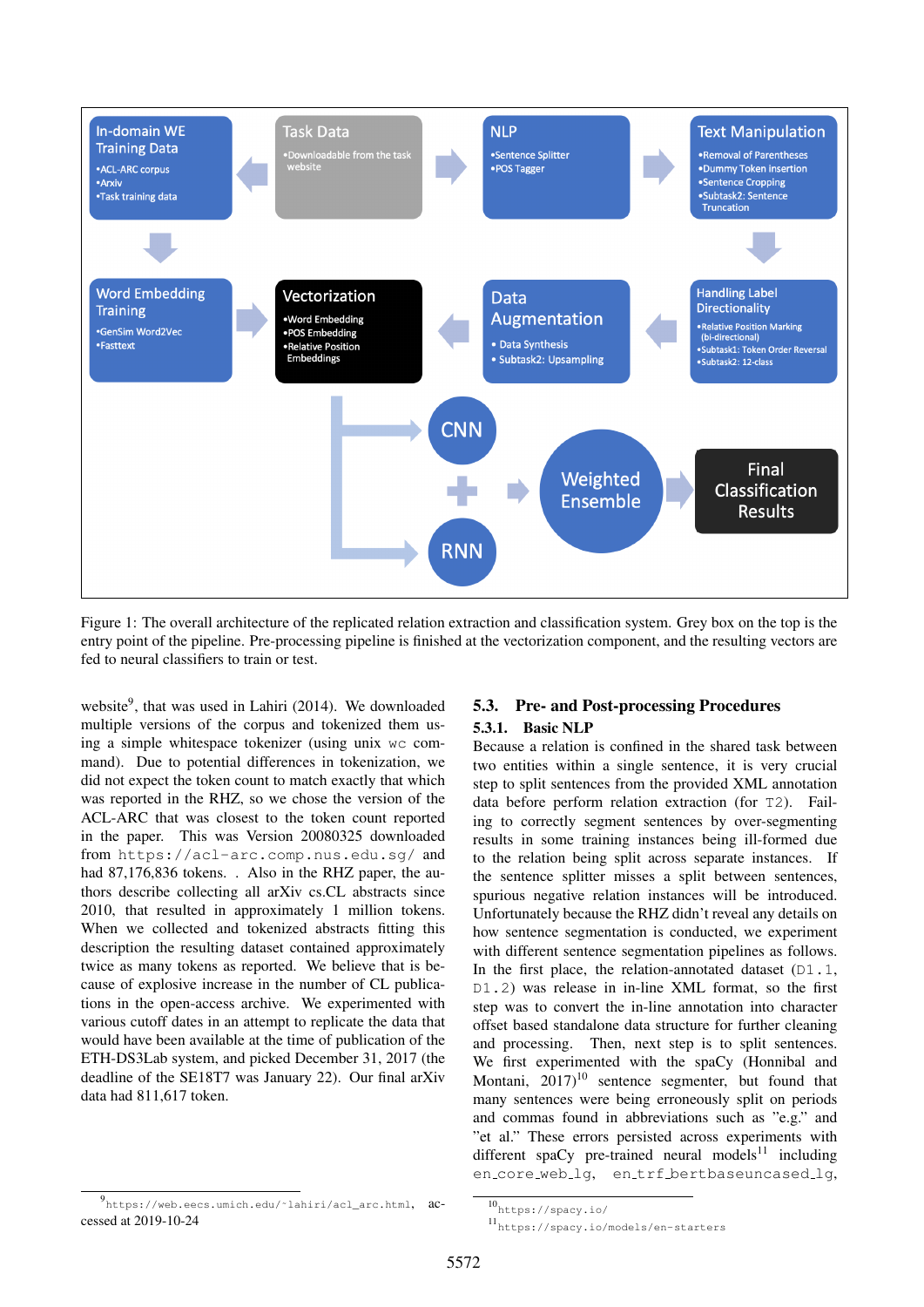Figure 1: The overall architecture of the replicated relation extraction and classification system. Grey box on the top is the entry point of the pipeline. Pre-processing pipeline is finished at the vectorization component, and the resulting vectors are fed to neural classifiers to train or test.

website[9], that was used in Lahiri (2014). We downloaded multiple versions of the corpus and tokenized them using a simple whitespace tokenizer (using unix `wc` command). Due to potential differences in tokenization, we did not expect the token count to match exactly that which was reported in the RHZ, so we chose the version of the ACL-ARC that was closest to the token count reported in the paper. This was Version 20080325 downloaded from `https://acl-arc.comp.nus.edu.sg/` and had 87,176,836 tokens. . Also in the RHZ paper, the authors describe collecting all arXiv cs.CL abstracts since 2010, that resulted in approximately 1 million tokens. When we collected and tokenized abstracts fitting this description the resulting dataset contained approximately twice as many tokens as reported. We believe that is because of explosive increase in the number of CL publications in the open-access archive. We experimented with various cutoff dates in an attempt to replicate the data that would have been available at the time of publication of the ETH-DS3Lab system, and picked December 31, 2017 (the deadline of the SE18T7 was January 22). Our final arXiv data had 811,617 token.

### 5.3. Pre- and Post-processing Procedures

#### 5.3.1. Basic NLP

Because a relation is confined in the shared task between two entities within a single sentence, it is very crucial step to split sentences from the provided XML annotation data before perform relation extraction (for `T2`). Failing to correctly segment sentences by over-segmenting results in some training instances being ill-formed due to the relation being split across separate instances. If the sentence splitter misses a split between sentences, spurious negative relation instances will be introduced. Unfortunately because the RHZ didn't reveal any details on how sentence segmentation is conducted, we experiment with different sentence segmentation pipelines as follows. In the first place, the relation-annotated dataset (`D1.1`, `D1.2`) was release in in-line XML format, so the first step was to convert the in-line annotation into character offset based standalone data structure for further cleaning and processing. Then, next step is to split sentences. We first experimented with the spaCy (Honnibal and Montani, 2017)[10] sentence segmenter, but found that many sentences were being erroneously split on periods and commas found in abbreviations such as "e.g." and "et al." These errors persisted across experiments with different spaCy pre-trained neural models[11] including `en_core_web_lg`, `en_trf_bertbaseuncased_lg`,

[9] `https://web.eecs.umich.edu/~lahiri/acl_arc.html`, accessed at 2019-10-24

[10] `https://spacy.io/`

[11] `https://spacy.io/models/en-starters`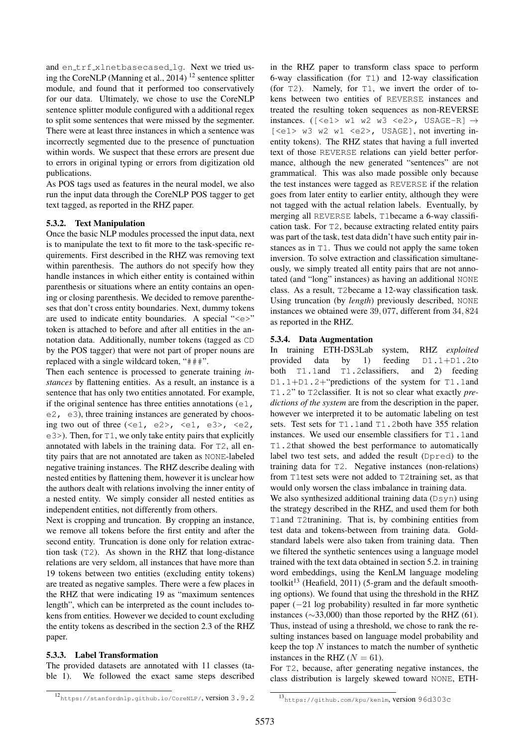and en_trf_xlnetbasecased_lg. Next we tried using the CoreNLP (Manning et al., 2014) [12] sentence splitter module, and found that it performed too conservatively for our data. Ultimately, we chose to use the CoreNLP sentence splitter module configured with a additional regex to split some sentences that were missed by the segmenter. There were at least three instances in which a sentence was incorrectly segmented due to the presence of punctuation within words. We suspect that these errors are present due to errors in original typing or errors from digitization old publications.

As POS tags used as features in the neural model, we also run the input data through the CoreNLP POS tagger to get text tagged, as reported in the RHZ paper.

#### 5.3.2. Text Manipulation

Once the basic NLP modules processed the input data, next is to manipulate the text to fit more to the task-specific requirements. First described in the RHZ was removing text within parenthesis. The authors do not specify how they handle instances in which either entity is contained within parenthesis or situations where an entity contains an opening or closing parenthesis. We decided to remove parentheses that don't cross entity boundaries. Next, dummy tokens are used to indicate entity boundaries. A special "<e>" token is attached to before and after all entities in the annotation data. Additionally, number tokens (tagged as CD by the POS tagger) that were not part of proper nouns are replaced with a single wildcard token, "###".

Then each sentence is processed to generate training *instances* by flattening entities. As a result, an instance is a sentence that has only two entities annotated. For example, if the original sentence has three entities annotations (e1, e2, e3), three training instances are generated by choosing two out of three (<e1, e2>, <e1, e3>, <e2, e3>). Then, for T1, we only take entity pairs that explicitly annotated with labels in the training data. For T2, all entity pairs that are not annotated are taken as NONE-labeled negative training instances. The RHZ describe dealing with nested entities by flattening them, however it is unclear how the authors dealt with relations involving the inner entity of a nested entity. We simply consider all nested entities as independent entities, not differently from others.

Next is cropping and truncation. By cropping an instance, we remove all tokens before the first entity and after the second entity. Truncation is done only for relation extraction task (T2). As shown in the RHZ that long-distance relations are very seldom, all instances that have more than 19 tokens between two entities (excluding entity tokens) are treated as negative samples. There were a few places in the RHZ that were indicating 19 as "maximum sentences length", which can be interpreted as the count includes tokens from entities. However we decided to count excluding the entity tokens as described in the section 2.3 of the RHZ paper.

#### 5.3.3. Label Transformation

The provided datasets are annotated with 11 classes (table 1). We followed the exact same steps described in the RHZ paper to transform class space to perform 6-way classification (for T1) and 12-way classification (for T2). Namely, for T1, we invert the order of tokens between two entities of REVERSE instances and treated the resulting token sequences as non-REVERSE instances. ([<e1> w1 w2 w3 <e2>, USAGE-R] $\rightarrow$ [<e1> w3 w2 w1 <e2>, USAGE], not inverting in-entity tokens). The RHZ states that having a full inverted text of those REVERSE relations can yield better performance, although the new generated "sentences" are not grammatical. This was also made possible only because the test instances were tagged as REVERSE if the relation goes from later entity to earlier entity, although they were not tagged with the actual relation labels. Eventually, by merging all REVERSE labels, T1became a 6-way classification task. For T2, because extracting related entity pairs was part of the task, test data didn't have such entity pair instances as in T1. Thus we could not apply the same token inversion. To solve extraction and classification simultaneously, we simply treated all entity pairs that are not annotated (and "long" instances) as having an additional NONE class. As a result, T2became a 12-way classification task. Using truncation (by *length*) previously described, NONE instances we obtained were 39,077, different from 34,824 as reported in the RHZ.

#### 5.3.4. Data Augmentation

In training ETH-DS3Lab system, RHZ *exploited* provided data by 1) feeding D1.1+D1.2to both T1.1and T1.2classifiers, and 2) feeding D1.1+D1.2+"predictions of the system for T1.1and T1.2" to T2classifier. It is not so clear what exactly *predictions of the system* are from the description in the paper, however we interpreted it to be automatic labeling on test sets. Test sets for T1.1and T1.2both have 355 relation instances. We used our ensemble classifiers for T1.1and T1.2that showed the best performance to automatically label two test sets, and added the result (Dpred) to the training data for T2. Negative instances (non-relations) from T1test sets were not added to T2training set, as that would only worsen the class imbalance in training data.

We also synthesized additional training data (Dsyn) using the strategy described in the RHZ, and used them for both T1and T2tranining. That is, by combining entities from test data and tokens-between from training data. Gold-standard labels were also taken from training data. Then we filtered the synthetic sentences using a language model trained with the text data obtained in section 5.2. in training word embeddings, using the KenLM language modeling toolkit[13] (Heafield, 2011) (5-gram and the default smoothing options). We found that using the threshold in the RHZ paper ($-21$ log probability) resulted in far more synthetic instances ($\sim$33,000) than those reported by the RHZ (61). Thus, instead of using a threshold, we chose to rank the resulting instances based on language model probability and keep the top $N$ instances to match the number of synthetic instances in the RHZ ($N = 61$).

For T2, because, after generating negative instances, the class distribution is largely skewed toward NONE, ETH-

[12] https://stanfordnlp.github.io/CoreNLP/, version 3.9.2

[13] https://github.com/kpu/kenlm, version 96d303c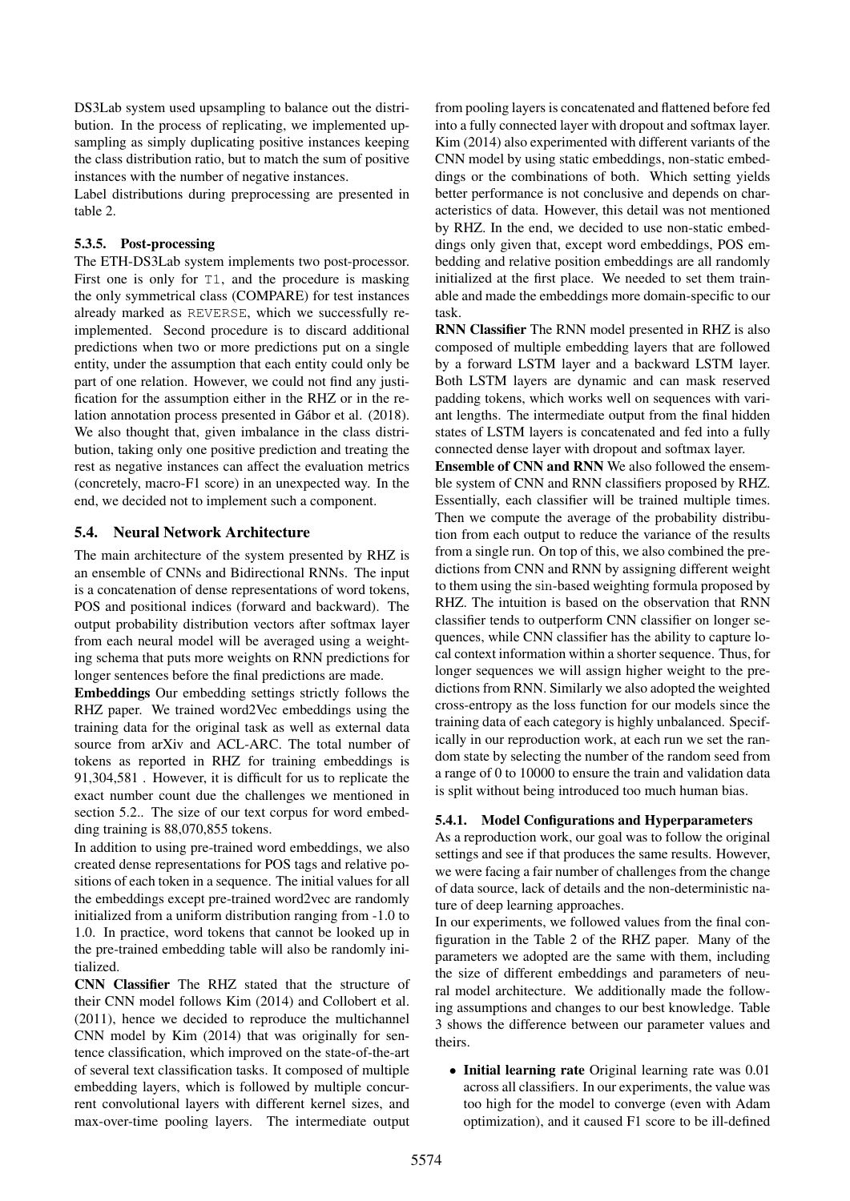DS3Lab system used upsampling to balance out the distribution. In the process of replicating, we implemented upsampling as simply duplicating positive instances keeping the class distribution ratio, but to match the sum of positive instances with the number of negative instances.

Label distributions during preprocessing are presented in table 2.

#### 5.3.5. Post-processing

The ETH-DS3Lab system implements two post-processor. First one is only for T1, and the procedure is masking the only symmetrical class (COMPARE) for test instances already marked as REVERSE, which we successfully re-implemented. Second procedure is to discard additional predictions when two or more predictions put on a single entity, under the assumption that each entity could only be part of one relation. However, we could not find any justification for the assumption either in the RHZ or in the relation annotation process presented in Gábor et al. (2018). We also thought that, given imbalance in the class distribution, taking only one positive prediction and treating the rest as negative instances can affect the evaluation metrics (concretely, macro-F1 score) in an unexpected way. In the end, we decided not to implement such a component.

### 5.4. Neural Network Architecture

The main architecture of the system presented by RHZ is an ensemble of CNNs and Bidirectional RNNs. The input is a concatenation of dense representations of word tokens, POS and positional indices (forward and backward). The output probability distribution vectors after softmax layer from each neural model will be averaged using a weighting schema that puts more weights on RNN predictions for longer sentences before the final predictions are made.

**Embeddings** Our embedding settings strictly follows the RHZ paper. We trained word2Vec embeddings using the training data for the original task as well as external data source from arXiv and ACL-ARC. The total number of tokens as reported in RHZ for training embeddings is 91,304,581 . However, it is difficult for us to replicate the exact number count due the challenges we mentioned in section 5.2.. The size of our text corpus for word embedding training is 88,070,855 tokens.

In addition to using pre-trained word embeddings, we also created dense representations for POS tags and relative positions of each token in a sequence. The initial values for all the embeddings except pre-trained word2vec are randomly initialized from a uniform distribution ranging from -1.0 to 1.0. In practice, word tokens that cannot be looked up in the pre-trained embedding table will also be randomly initialized.

**CNN Classifier** The RHZ stated that the structure of their CNN model follows Kim (2014) and Collobert et al. (2011), hence we decided to reproduce the multichannel CNN model by Kim (2014) that was originally for sentence classification, which improved on the state-of-the-art of several text classification tasks. It composed of multiple embedding layers, which is followed by multiple concurrent convolutional layers with different kernel sizes, and max-over-time pooling layers. The intermediate output from pooling layers is concatenated and flattened before fed into a fully connected layer with dropout and softmax layer. Kim (2014) also experimented with different variants of the CNN model by using static embeddings, non-static embeddings or the combinations of both. Which setting yields better performance is not conclusive and depends on characteristics of data. However, this detail was not mentioned by RHZ. In the end, we decided to use non-static embeddings only given that, except word embeddings, POS embedding and relative position embeddings are all randomly initialized at the first place. We needed to set them trainable and made the embeddings more domain-specific to our task.

**RNN Classifier** The RNN model presented in RHZ is also composed of multiple embedding layers that are followed by a forward LSTM layer and a backward LSTM layer. Both LSTM layers are dynamic and can mask reserved padding tokens, which works well on sequences with variant lengths. The intermediate output from the final hidden states of LSTM layers is concatenated and fed into a fully connected dense layer with dropout and softmax layer.

**Ensemble of CNN and RNN** We also followed the ensemble system of CNN and RNN classifiers proposed by RHZ. Essentially, each classifier will be trained multiple times. Then we compute the average of the probability distribution from each output to reduce the variance of the results from a single run. On top of this, we also combined the predictions from CNN and RNN by assigning different weight to them using the sin-based weighting formula proposed by RHZ. The intuition is based on the observation that RNN classifier tends to outperform CNN classifier on longer sequences, while CNN classifier has the ability to capture local context information within a shorter sequence. Thus, for longer sequences we will assign higher weight to the predictions from RNN. Similarly we also adopted the weighted cross-entropy as the loss function for our models since the training data of each category is highly unbalanced. Specifically in our reproduction work, at each run we set the random state by selecting the number of the random seed from a range of 0 to 10000 to ensure the train and validation data is split without being introduced too much human bias.

#### 5.4.1. Model Configurations and Hyperparameters

As a reproduction work, our goal was to follow the original settings and see if that produces the same results. However, we were facing a fair number of challenges from the change of data source, lack of details and the non-deterministic nature of deep learning approaches.

In our experiments, we followed values from the final configuration in the Table 2 of the RHZ paper. Many of the parameters we adopted are the same with them, including the size of different embeddings and parameters of neural model architecture. We additionally made the following assumptions and changes to our best knowledge. Table 3 shows the difference between our parameter values and theirs.

- **Initial learning rate** Original learning rate was 0.01 across all classifiers. In our experiments, the value was too high for the model to converge (even with Adam optimization), and it caused F1 score to be ill-defined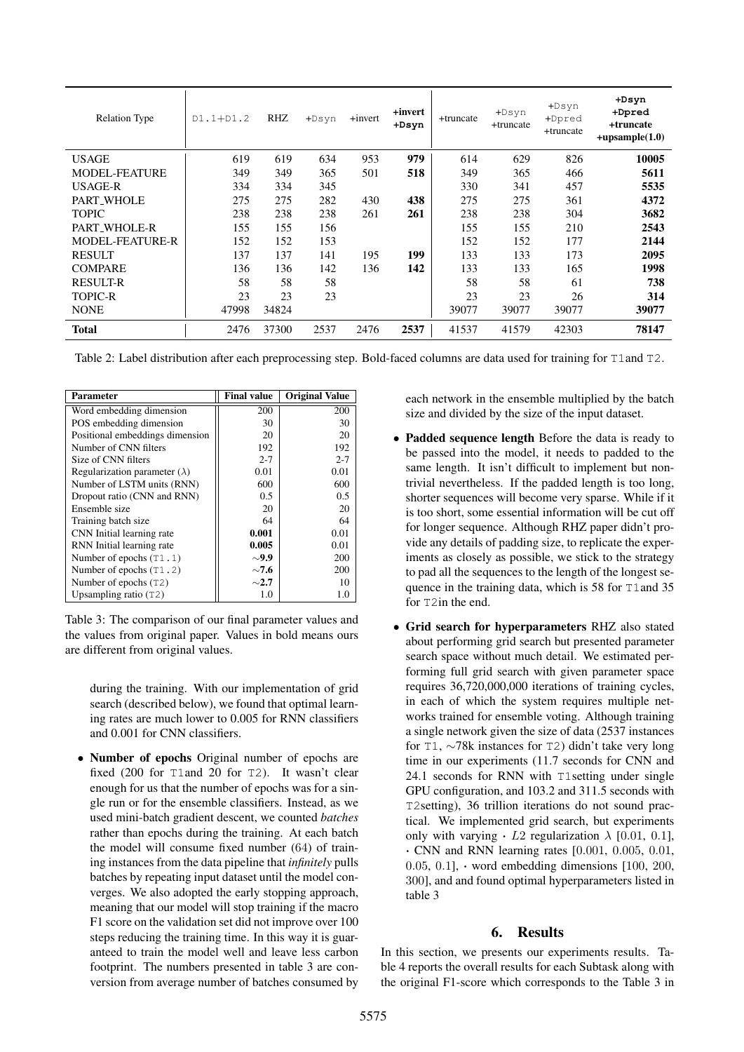| Relation Type | D1.1+D1.2 | RHZ | +Dsyn | +invert | **+invert +Dsyn** | +truncate | +Dsyn +truncate | +Dsyn +Dpred +truncate | **+Dsyn +Dpred +truncate +upsample(1.0)** |
|---|---|---|---|---|---|---|---|---|---|
| USAGE | 619 | 619 | 634 | 953 | **979** | 614 | 629 | 826 | **10005** |
| MODEL-FEATURE | 349 | 349 | 365 | 501 | **518** | 349 | 365 | 466 | **5611** |
| USAGE-R | 334 | 334 | 345 | | | 330 | 341 | 457 | **5535** |
| PART_WHOLE | 275 | 275 | 282 | 430 | **438** | 275 | 275 | 361 | **4372** |
| TOPIC | 238 | 238 | 238 | 261 | **261** | 238 | 238 | 304 | **3682** |
| PART_WHOLE-R | 155 | 155 | 156 | | | 155 | 155 | 210 | **2543** |
| MODEL-FEATURE-R | 152 | 152 | 153 | | | 152 | 152 | 177 | **2144** |
| RESULT | 137 | 137 | 141 | 195 | **199** | 133 | 133 | 173 | **2095** |
| COMPARE | 136 | 136 | 142 | 136 | **142** | 133 | 133 | 165 | **1998** |
| RESULT-R | 58 | 58 | 58 | | | 58 | 58 | 61 | **738** |
| TOPIC-R | 23 | 23 | 23 | | | 23 | 23 | 26 | **314** |
| NONE | 47998 | 34824 | | | | 39077 | 39077 | 39077 | **39077** |
| **Total** | 2476 | 37300 | 2537 | 2476 | **2537** | 41537 | 41579 | 42303 | **78147** |

Table 2: Label distribution after each preprocessing step. Bold-faced columns are data used for training for T1and T2.

| Parameter | Final value | Original Value |
|---|---|---|
| Word embedding dimension | 200 | 200 |
| POS embedding dimension | 30 | 30 |
| Positional embeddings dimension | 20 | 20 |
| Number of CNN filters | 192 | 192 |
| Size of CNN filters | 2-7 | 2-7 |
| Regularization parameter ($\lambda$) | 0.01 | 0.01 |
| Number of LSTM units (RNN) | 600 | 600 |
| Dropout ratio (CNN and RNN) | 0.5 | 0.5 |
| Ensemble size | 20 | 20 |
| Training batch size | 64 | 64 |
| CNN Initial learning rate | **0.001** | 0.01 |
| RNN Initial learning rate | **0.005** | 0.01 |
| Number of epochs (T1.1) | **~9.9** | 200 |
| Number of epochs (T1.2) | **~7.6** | 200 |
| Number of epochs (T2) | **~2.7** | 10 |
| Upsampling ratio (T2) | 1.0 | 1.0 |

Table 3: The comparison of our final parameter values and the values from original paper. Values in bold means ours are different from original values.

during the training. With our implementation of grid search (described below), we found that optimal learning rates are much lower to 0.005 for RNN classifiers and 0.001 for CNN classifiers.

- **Number of epochs** Original number of epochs are fixed (200 for T1and 20 for T2). It wasn't clear enough for us that the number of epochs was for a single run or for the ensemble classifiers. Instead, as we used mini-batch gradient descent, we counted *batches* rather than epochs during the training. At each batch the model will consume fixed number (64) of training instances from the data pipeline that *infinitely* pulls batches by repeating input dataset until the model converges. We also adopted the early stopping approach, meaning that our model will stop training if the macro F1 score on the validation set did not improve over 100 steps reducing the training time. In this way it is guaranteed to train the model well and leave less carbon footprint. The numbers presented in table 3 are conversion from average number of batches consumed by each network in the ensemble multiplied by the batch size and divided by the size of the input dataset.
- **Padded sequence length** Before the data is ready to be passed into the model, it needs to padded to the same length. It isn't difficult to implement but non-trivial nevertheless. If the padded length is too long, shorter sequences will become very sparse. While if it is too short, some essential information will be cut off for longer sequence. Although RHZ paper didn't provide any details of padding size, to replicate the experiments as closely as possible, we stick to the strategy to pad all the sequences to the length of the longest sequence in the training data, which is 58 for T1and 35 for T2in the end.
- **Grid search for hyperparameters** RHZ also stated about performing grid search but presented parameter search space without much detail. We estimated performing full grid search with given parameter space requires 36,720,000,000 iterations of training cycles, in each of which the system requires multiple networks trained for ensemble voting. Although training a single network given the size of data (2537 instances for T1, ~78k instances for T2) didn't take very long time in our experiments (11.7 seconds for CNN and 24.1 seconds for RNN with T1setting under single GPU configuration, and 103.2 and 311.5 seconds with T2setting), 36 trillion iterations do not sound practical. We implemented grid search, but experiments only with varying · $L2$ regularization $\lambda$ [0.01, 0.1], · CNN and RNN learning rates [0.001, 0.005, 0.01, 0.05, 0.1], · word embedding dimensions [100, 200, 300], and and found optimal hyperparameters listed in table 3

## 6. Results

In this section, we presents our experiments results. Table 4 reports the overall results for each Subtask along with the original F1-score which corresponds to the Table 3 in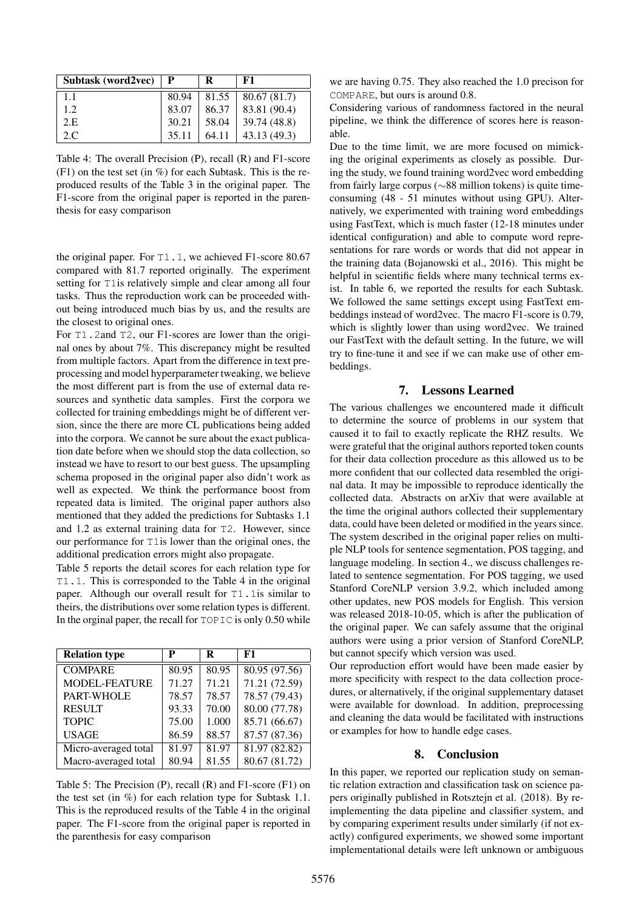| Subtask (word2vec) | P | R | F1 |
| --- | --- | --- | --- |
| 1.1 | 80.94 | 81.55 | 80.67 (81.7) |
| 1.2 | 83.07 | 86.37 | 83.81 (90.4) |
| 2.E | 30.21 | 58.04 | 39.74 (48.8) |
| 2.C | 35.11 | 64.11 | 43.13 (49.3) |

Table 4: The overall Precision (P), recall (R) and F1-score (F1) on the test set (in %) for each Subtask. This is the reproduced results of the Table 3 in the original paper. The F1-score from the original paper is reported in the parenthesis for easy comparison

the original paper. For `T1.1`, we achieved F1-score 80.67 compared with 81.7 reported originally. The experiment setting for `T1`is relatively simple and clear among all four tasks. Thus the reproduction work can be proceeded without being introduced much bias by us, and the results are the closest to original ones.

For `T1.2`and `T2`, our F1-scores are lower than the original ones by about 7%. This discrepancy might be resulted from multiple factors. Apart from the difference in text preprocessing and model hyperparameter tweaking, we believe the most different part is from the use of external data resources and synthetic data samples. First the corpora we collected for training embeddings might be of different version, since the there are more CL publications being added into the corpora. We cannot be sure about the exact publication date before when we should stop the data collection, so instead we have to resort to our best guess. The upsampling schema proposed in the original paper also didn't work as well as expected. We think the performance boost from repeated data is limited. The original paper authors also mentioned that they added the predictions for Subtasks 1.1 and 1.2 as external training data for `T2`. However, since our performance for `T1`is lower than the original ones, the additional predication errors might also propagate.

Table 5 reports the detail scores for each relation type for `T1.1`. This is corresponded to the Table 4 in the original paper. Although our overall result for `T1.1`is similar to theirs, the distributions over some relation types is different. In the orginal paper, the recall for `TOPIC` is only 0.50 while we are having 0.75. They also reached the 1.0 precison for `COMPARE`, but ours is around 0.8.

| Relation type | P | R | F1 |
| --- | --- | --- | --- |
| COMPARE | 80.95 | 80.95 | 80.95 (97.56) |
| MODEL-FEATURE | 71.27 | 71.21 | 71.21 (72.59) |
| PART-WHOLE | 78.57 | 78.57 | 78.57 (79.43) |
| RESULT | 93.33 | 70.00 | 80.00 (77.78) |
| TOPIC | 75.00 | 1.000 | 85.71 (66.67) |
| USAGE | 86.59 | 88.57 | 87.57 (87.36) |
| Micro-averaged total | 81.97 | 81.97 | 81.97 (82.82) |
| Macro-averaged total | 80.94 | 81.55 | 80.67 (81.72) |

Table 5: The Precision (P), recall (R) and F1-score (F1) on the test set (in %) for each relation type for Subtask 1.1. This is the reproduced results of the Table 4 in the original paper. The F1-score from the original paper is reported in the parenthesis for easy comparison

Considering various of randomness factored in the neural pipeline, we think the difference of scores here is reasonable.

Due to the time limit, we are more focused on mimicking the original experiments as closely as possible. During the study, we found training word2vec word embedding from fairly large corpus (∼88 million tokens) is quite time-consuming (48 - 51 minutes without using GPU). Alternatively, we experimented with training word embeddings using FastText, which is much faster (12-18 minutes under identical configuration) and able to compute word representations for rare words or words that did not appear in the training data (Bojanowski et al., 2016). This might be helpful in scientific fields where many technical terms exist. In table 6, we reported the results for each Subtask. We followed the same settings except using FastText embeddings instead of word2vec. The macro F1-score is 0.79, which is slightly lower than using word2vec. We trained our FastText with the default setting. In the future, we will try to fine-tune it and see if we can make use of other embeddings.

## 7. Lessons Learned

The various challenges we encountered made it difficult to determine the source of problems in our system that caused it to fail to exactly replicate the RHZ results. We were grateful that the original authors reported token counts for their data collection procedure as this allowed us to be more confident that our collected data resembled the original data. It may be impossible to reproduce identically the collected data. Abstracts on arXiv that were available at the time the original authors collected their supplementary data, could have been deleted or modified in the years since. The system described in the original paper relies on multiple NLP tools for sentence segmentation, POS tagging, and language modeling. In section 4., we discuss challenges related to sentence segmentation. For POS tagging, we used Stanford CoreNLP version 3.9.2, which included among other updates, new POS models for English. This version was released 2018-10-05, which is after the publication of the original paper. We can safely assume that the original authors were using a prior version of Stanford CoreNLP, but cannot specify which version was used.

Our reproduction effort would have been made easier by more specificity with respect to the data collection procedures, or alternatively, if the original supplementary dataset were available for download. In addition, preprocessing and cleaning the data would be facilitated with instructions or examples for how to handle edge cases.

## 8. Conclusion

In this paper, we reported our replication study on semantic relation extraction and classification task on science papers originally published in Rotsztejn et al. (2018). By re-implementing the data pipeline and classifier system, and by comparing experiment results under similarly (if not exactly) configured experiments, we showed some important implementational details were left unknown or ambiguous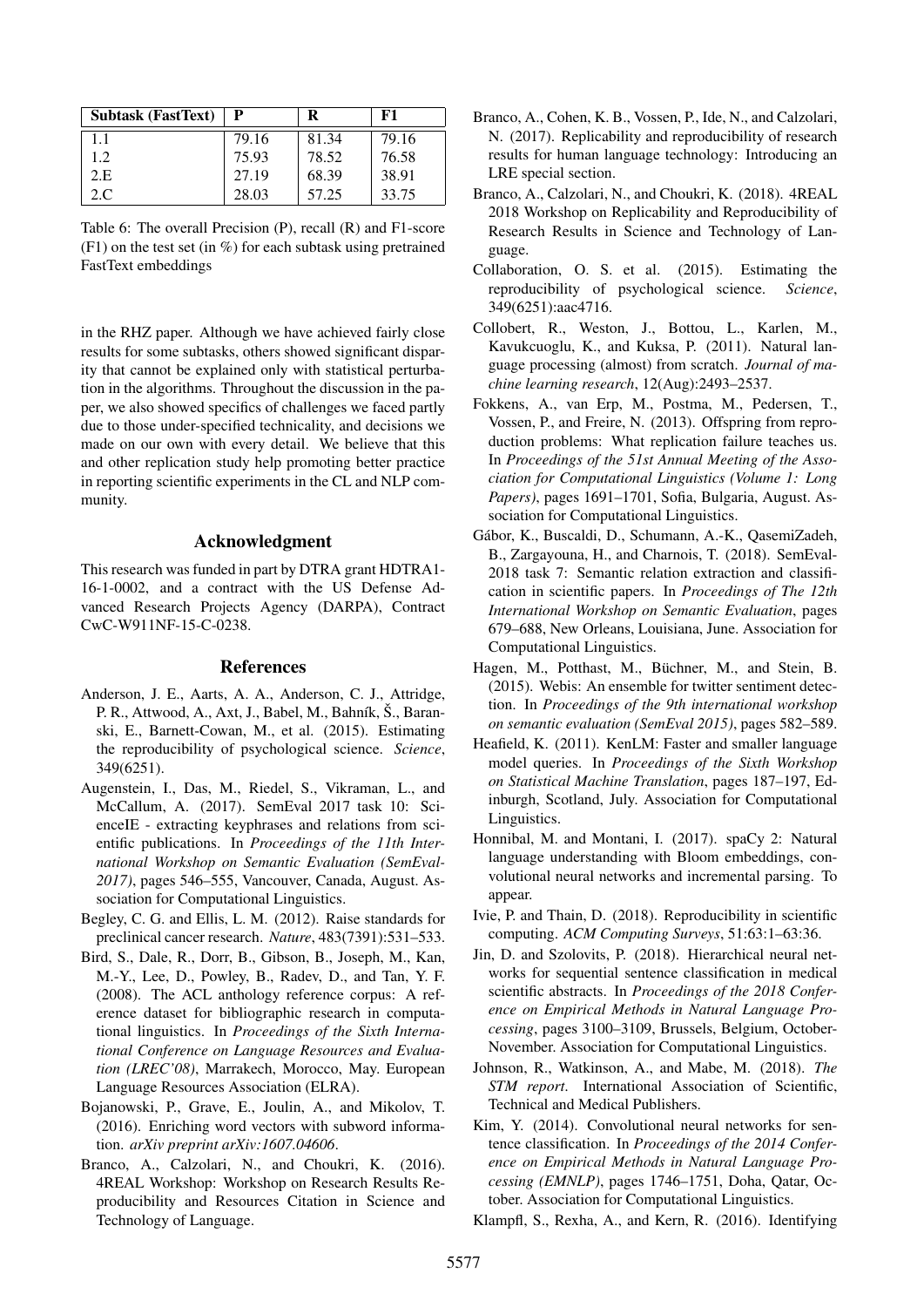| Subtask (FastText) | P | R | F1 |
|---|---|---|---|
| 1.1 | 79.16 | 81.34 | 79.16 |
| 1.2 | 75.93 | 78.52 | 76.58 |
| 2.E | 27.19 | 68.39 | 38.91 |
| 2.C | 28.03 | 57.25 | 33.75 |

Table 6: The overall Precision (P), recall (R) and F1-score (F1) on the test set (in %) for each subtask using pretrained FastText embeddings

in the RHZ paper. Although we have achieved fairly close results for some subtasks, others showed significant disparity that cannot be explained only with statistical perturbation in the algorithms. Throughout the discussion in the paper, we also showed specifics of challenges we faced partly due to those under-specified technicality, and decisions we made on our own with every detail. We believe that this and other replication study help promoting better practice in reporting scientific experiments in the CL and NLP community.

## Acknowledgment

This research was funded in part by DTRA grant HDTRA1-16-1-0002, and a contract with the US Defense Advanced Research Projects Agency (DARPA), Contract CwC-W911NF-15-C-0238.

## References

Anderson, J. E., Aarts, A. A., Anderson, C. J., Attridge, P. R., Attwood, A., Axt, J., Babel, M., Bahník, Š., Baranski, E., Barnett-Cowan, M., et al. (2015). Estimating the reproducibility of psychological science. *Science*, 349(6251).

Augenstein, I., Das, M., Riedel, S., Vikraman, L., and McCallum, A. (2017). SemEval 2017 task 10: ScienceIE - extracting keyphrases and relations from scientific publications. In *Proceedings of the 11th International Workshop on Semantic Evaluation (SemEval-2017)*, pages 546–555, Vancouver, Canada, August. Association for Computational Linguistics.

Begley, C. G. and Ellis, L. M. (2012). Raise standards for preclinical cancer research. *Nature*, 483(7391):531–533.

Bird, S., Dale, R., Dorr, B., Gibson, B., Joseph, M., Kan, M.-Y., Lee, D., Powley, B., Radev, D., and Tan, Y. F. (2008). The ACL anthology reference corpus: A reference dataset for bibliographic research in computational linguistics. In *Proceedings of the Sixth International Conference on Language Resources and Evaluation (LREC'08)*, Marrakech, Morocco, May. European Language Resources Association (ELRA).

Bojanowski, P., Grave, E., Joulin, A., and Mikolov, T. (2016). Enriching word vectors with subword information. *arXiv preprint arXiv:1607.04606*.

Branco, A., Calzolari, N., and Choukri, K. (2016). 4REAL Workshop: Workshop on Research Results Reproducibility and Resources Citation in Science and Technology of Language.

Branco, A., Cohen, K. B., Vossen, P., Ide, N., and Calzolari, N. (2017). Replicability and reproducibility of research results for human language technology: Introducing an LRE special section.

Branco, A., Calzolari, N., and Choukri, K. (2018). 4REAL 2018 Workshop on Replicability and Reproducibility of Research Results in Science and Technology of Language.

Collaboration, O. S. et al. (2015). Estimating the reproducibility of psychological science. *Science*, 349(6251):aac4716.

Collobert, R., Weston, J., Bottou, L., Karlen, M., Kavukcuoglu, K., and Kuksa, P. (2011). Natural language processing (almost) from scratch. *Journal of machine learning research*, 12(Aug):2493–2537.

Fokkens, A., van Erp, M., Postma, M., Pedersen, T., Vossen, P., and Freire, N. (2013). Offspring from reproduction problems: What replication failure teaches us. In *Proceedings of the 51st Annual Meeting of the Association for Computational Linguistics (Volume 1: Long Papers)*, pages 1691–1701, Sofia, Bulgaria, August. Association for Computational Linguistics.

Gábor, K., Buscaldi, D., Schumann, A.-K., QasemiZadeh, B., Zargayouna, H., and Charnois, T. (2018). SemEval-2018 task 7: Semantic relation extraction and classification in scientific papers. In *Proceedings of The 12th International Workshop on Semantic Evaluation*, pages 679–688, New Orleans, Louisiana, June. Association for Computational Linguistics.

Hagen, M., Potthast, M., Büchner, M., and Stein, B. (2015). Webis: An ensemble for twitter sentiment detection. In *Proceedings of the 9th international workshop on semantic evaluation (SemEval 2015)*, pages 582–589.

Heafield, K. (2011). KenLM: Faster and smaller language model queries. In *Proceedings of the Sixth Workshop on Statistical Machine Translation*, pages 187–197, Edinburgh, Scotland, July. Association for Computational Linguistics.

Honnibal, M. and Montani, I. (2017). spaCy 2: Natural language understanding with Bloom embeddings, convolutional neural networks and incremental parsing. To appear.

Ivie, P. and Thain, D. (2018). Reproducibility in scientific computing. *ACM Computing Surveys*, 51:63:1–63:36.

Jin, D. and Szolovits, P. (2018). Hierarchical neural networks for sequential sentence classification in medical scientific abstracts. In *Proceedings of the 2018 Conference on Empirical Methods in Natural Language Processing*, pages 3100–3109, Brussels, Belgium, October-November. Association for Computational Linguistics.

Johnson, R., Watkinson, A., and Mabe, M. (2018). *The STM report*. International Association of Scientific, Technical and Medical Publishers.

Kim, Y. (2014). Convolutional neural networks for sentence classification. In *Proceedings of the 2014 Conference on Empirical Methods in Natural Language Processing (EMNLP)*, pages 1746–1751, Doha, Qatar, October. Association for Computational Linguistics.

Klampfl, S., Rexha, A., and Kern, R. (2016). Identifying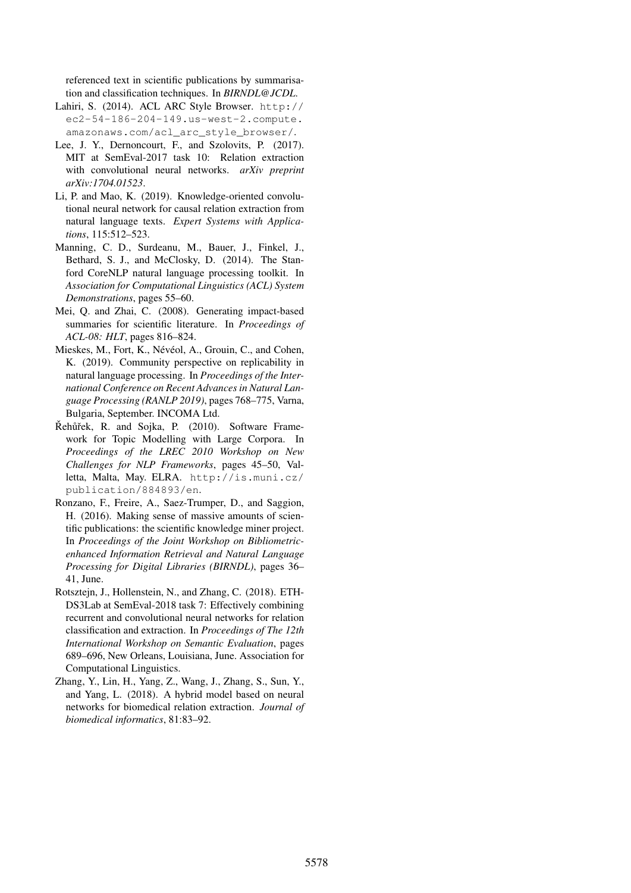referenced text in scientific publications by summarisation and classification techniques. In *BIRNDL@JCDL*.

Lahiri, S. (2014). ACL ARC Style Browser. http://ec2-54-186-204-149.us-west-2.compute.amazonaws.com/acl_arc_style_browser/.

Lee, J. Y., Dernoncourt, F., and Szolovits, P. (2017). MIT at SemEval-2017 task 10: Relation extraction with convolutional neural networks. *arXiv preprint arXiv:1704.01523*.

Li, P. and Mao, K. (2019). Knowledge-oriented convolutional neural network for causal relation extraction from natural language texts. *Expert Systems with Applications*, 115:512–523.

Manning, C. D., Surdeanu, M., Bauer, J., Finkel, J., Bethard, S. J., and McClosky, D. (2014). The Stanford CoreNLP natural language processing toolkit. In *Association for Computational Linguistics (ACL) System Demonstrations*, pages 55–60.

Mei, Q. and Zhai, C. (2008). Generating impact-based summaries for scientific literature. In *Proceedings of ACL-08: HLT*, pages 816–824.

Mieskes, M., Fort, K., Névéol, A., Grouin, C., and Cohen, K. (2019). Community perspective on replicability in natural language processing. In *Proceedings of the International Conference on Recent Advances in Natural Language Processing (RANLP 2019)*, pages 768–775, Varna, Bulgaria, September. INCOMA Ltd.

Řehůřek, R. and Sojka, P. (2010). Software Framework for Topic Modelling with Large Corpora. In *Proceedings of the LREC 2010 Workshop on New Challenges for NLP Frameworks*, pages 45–50, Valletta, Malta, May. ELRA. http://is.muni.cz/publication/884893/en.

Ronzano, F., Freire, A., Saez-Trumper, D., and Saggion, H. (2016). Making sense of massive amounts of scientific publications: the scientific knowledge miner project. In *Proceedings of the Joint Workshop on Bibliometric-enhanced Information Retrieval and Natural Language Processing for Digital Libraries (BIRNDL)*, pages 36–41, June.

Rotsztejn, J., Hollenstein, N., and Zhang, C. (2018). ETH-DS3Lab at SemEval-2018 task 7: Effectively combining recurrent and convolutional neural networks for relation classification and extraction. In *Proceedings of The 12th International Workshop on Semantic Evaluation*, pages 689–696, New Orleans, Louisiana, June. Association for Computational Linguistics.

Zhang, Y., Lin, H., Yang, Z., Wang, J., Zhang, S., Sun, Y., and Yang, L. (2018). A hybrid model based on neural networks for biomedical relation extraction. *Journal of biomedical informatics*, 81:83–92.